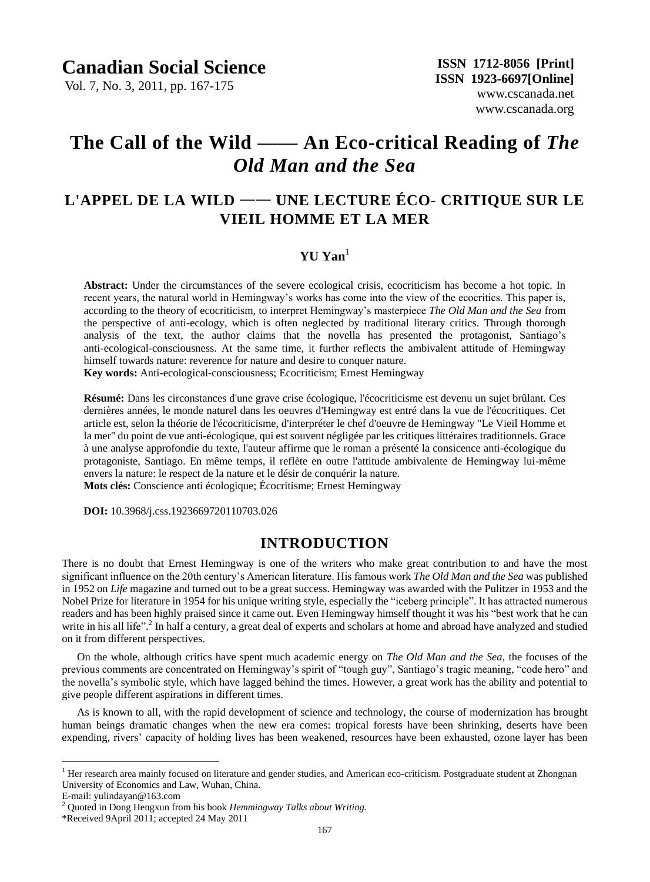# Canadian Social Science

Vol. 7, No. 3, 2011, pp. 167-175

**ISSN 1712-8056 [Print]**
**ISSN 1923-6697[Online]**
www.cscanada.net
www.cscanada.org

# The Call of the Wild —— An Eco-critical Reading of *The Old Man and the Sea*

## L'APPEL DE LA WILD —— UNE LECTURE ÉCO- CRITIQUE SUR LE VIEIL HOMME ET LA MER

**YU Yan**[1]

**Abstract:** Under the circumstances of the severe ecological crisis, ecocriticism has become a hot topic. In recent years, the natural world in Hemingway's works has come into the view of the ecocritics. This paper is, according to the theory of ecocriticism, to interpret Hemingway's masterpiece *The Old Man and the Sea* from the perspective of anti-ecology, which is often neglected by traditional literary critics. Through thorough analysis of the text, the author claims that the novella has presented the protagonist, Santiago's anti-ecological-consciousness. At the same time, it further reflects the ambivalent attitude of Hemingway himself towards nature: reverence for nature and desire to conquer nature.
**Key words:** Anti-ecological-consciousness; Ecocriticism; Ernest Hemingway

**Résumé:** Dans les circonstances d'une grave crise écologique, l'écocriticisme est devenu un sujet brûlant. Ces dernières années, le monde naturel dans les oeuvres d'Hemingway est entré dans la vue de l'écocritiques. Cet article est, selon la théorie de l'écocriticisme, d'interpréter le chef d'oeuvre de Hemingway "Le Vieil Homme et la mer" du point de vue anti-écologique, qui est souvent négligée par les critiques littéraires traditionnels. Grace à une analyse approfondie du texte, l'auteur affirme que le roman a présenté la consicence anti-écologique du protagoniste, Santiago. En même temps, il reflète en outre l'attitude ambivalente de Hemingway lui-même envers la nature: le respect de la nature et le désir de conquérir la nature.
**Mots clés:** Conscience anti écologique; Écocritisme; Ernest Hemingway

**DOI:** 10.3968/j.css.1923669720110703.026

## INTRODUCTION

There is no doubt that Ernest Hemingway is one of the writers who make great contribution to and have the most significant influence on the 20th century's American literature. His famous work *The Old Man and the Sea* was published in 1952 on *Life* magazine and turned out to be a great success. Hemingway was awarded with the Pulitzer in 1953 and the Nobel Prize for literature in 1954 for his unique writing style, especially the "iceberg principle". It has attracted numerous readers and has been highly praised since it came out. Even Hemingway himself thought it was his "best work that he can write in his all life".[2] In half a century, a great deal of experts and scholars at home and abroad have analyzed and studied on it from different perspectives.

On the whole, although critics have spent much academic energy on *The Old Man and the Sea*, the focuses of the previous comments are concentrated on Hemingway's spirit of "tough guy", Santiago's tragic meaning, "code hero" and the novella's symbolic style, which have lagged behind the times. However, a great work has the ability and potential to give people different aspirations in different times.

As is known to all, with the rapid development of science and technology, the course of modernization has brought human beings dramatic changes when the new era comes: tropical forests have been shrinking, deserts have been expending, rivers' capacity of holding lives has been weakened, resources have been exhausted, ozone layer has been

---

[1] Her research area mainly focused on literature and gender studies, and American eco-criticism. Postgraduate student at Zhongnan University of Economics and Law, Wuhan, China.
E-mail: yulindayan@163.com

[2] Quoted in Dong Hengxun from his book *Hemmingway Talks about Writing.*

*Received 9April 2011; accepted 24 May 2011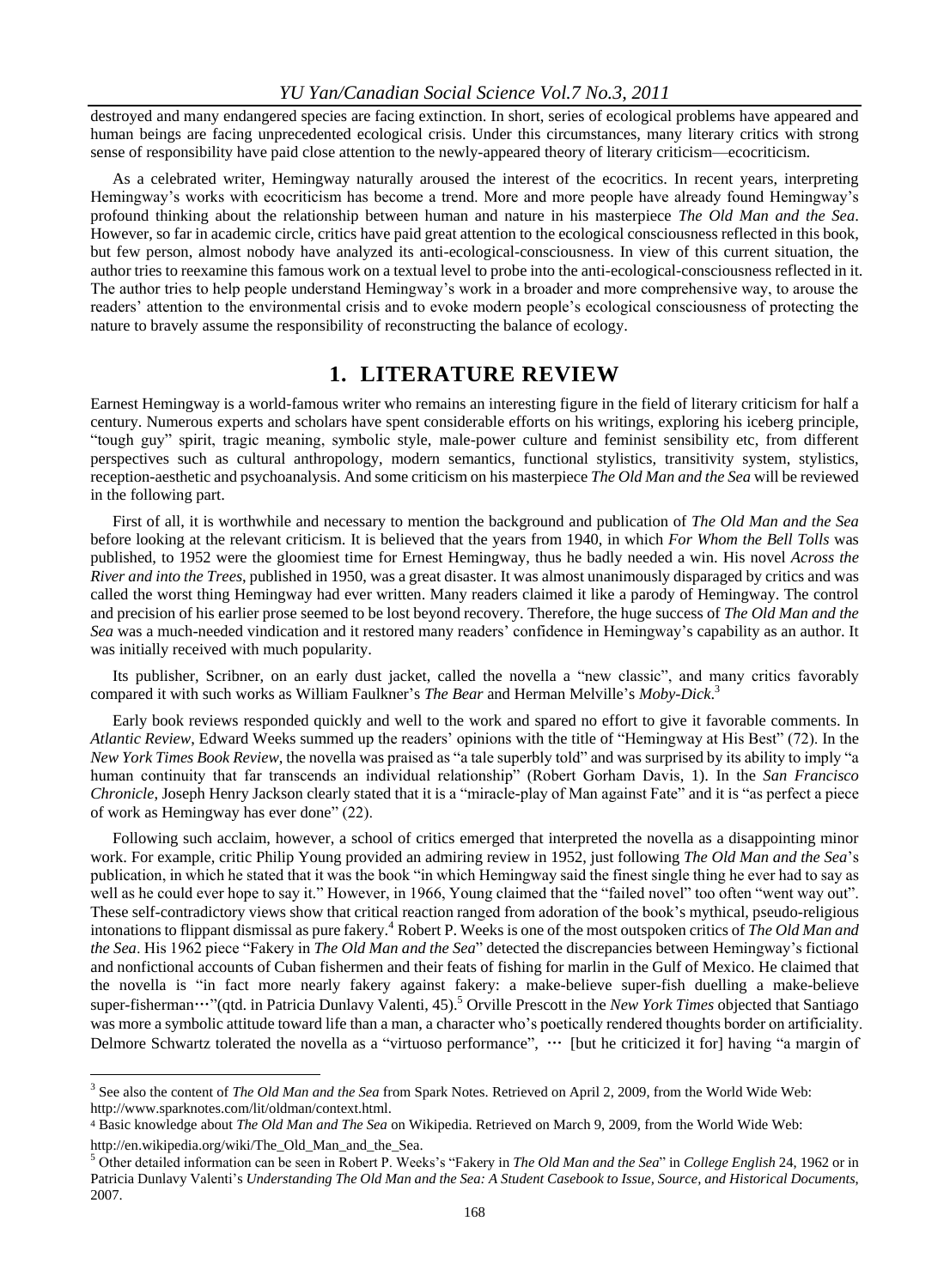destroyed and many endangered species are facing extinction. In short, series of ecological problems have appeared and human beings are facing unprecedented ecological crisis. Under this circumstances, many literary critics with strong sense of responsibility have paid close attention to the newly-appeared theory of literary criticism—ecocriticism.

As a celebrated writer, Hemingway naturally aroused the interest of the ecocritics. In recent years, interpreting Hemingway's works with ecocriticism has become a trend. More and more people have already found Hemingway's profound thinking about the relationship between human and nature in his masterpiece *The Old Man and the Sea*. However, so far in academic circle, critics have paid great attention to the ecological consciousness reflected in this book, but few person, almost nobody have analyzed its anti-ecological-consciousness. In view of this current situation, the author tries to reexamine this famous work on a textual level to probe into the anti-ecological-consciousness reflected in it. The author tries to help people understand Hemingway's work in a broader and more comprehensive way, to arouse the readers' attention to the environmental crisis and to evoke modern people's ecological consciousness of protecting the nature to bravely assume the responsibility of reconstructing the balance of ecology.

## 1. LITERATURE REVIEW

Earnest Hemingway is a world-famous writer who remains an interesting figure in the field of literary criticism for half a century. Numerous experts and scholars have spent considerable efforts on his writings, exploring his iceberg principle, "tough guy" spirit, tragic meaning, symbolic style, male-power culture and feminist sensibility etc, from different perspectives such as cultural anthropology, modern semantics, functional stylistics, transitivity system, stylistics, reception-aesthetic and psychoanalysis. And some criticism on his masterpiece *The Old Man and the Sea* will be reviewed in the following part.

First of all, it is worthwhile and necessary to mention the background and publication of *The Old Man and the Sea* before looking at the relevant criticism. It is believed that the years from 1940, in which *For Whom the Bell Tolls* was published, to 1952 were the gloomiest time for Ernest Hemingway, thus he badly needed a win. His novel *Across the River and into the Trees*, published in 1950, was a great disaster. It was almost unanimously disparaged by critics and was called the worst thing Hemingway had ever written. Many readers claimed it like a parody of Hemingway. The control and precision of his earlier prose seemed to be lost beyond recovery. Therefore, the huge success of *The Old Man and the Sea* was a much-needed vindication and it restored many readers' confidence in Hemingway's capability as an author. It was initially received with much popularity.

Its publisher, Scribner, on an early dust jacket, called the novella a "new classic", and many critics favorably compared it with such works as William Faulkner's *The Bear* and Herman Melville's *Moby-Dick*.[3]

Early book reviews responded quickly and well to the work and spared no effort to give it favorable comments. In *Atlantic Review*, Edward Weeks summed up the readers' opinions with the title of "Hemingway at His Best" (72). In the *New York Times Book Review*, the novella was praised as "a tale superbly told" and was surprised by its ability to imply "a human continuity that far transcends an individual relationship" (Robert Gorham Davis, 1). In the *San Francisco Chronicle*, Joseph Henry Jackson clearly stated that it is a "miracle-play of Man against Fate" and it is "as perfect a piece of work as Hemingway has ever done" (22).

Following such acclaim, however, a school of critics emerged that interpreted the novella as a disappointing minor work. For example, critic Philip Young provided an admiring review in 1952, just following *The Old Man and the Sea*'s publication, in which he stated that it was the book "in which Hemingway said the finest single thing he ever had to say as well as he could ever hope to say it." However, in 1966, Young claimed that the "failed novel" too often "went way out". These self-contradictory views show that critical reaction ranged from adoration of the book's mythical, pseudo-religious intonations to flippant dismissal as pure fakery.[4] Robert P. Weeks is one of the most outspoken critics of *The Old Man and the Sea*. His 1962 piece "Fakery in *The Old Man and the Sea*" detected the discrepancies between Hemingway's fictional and nonfictional accounts of Cuban fishermen and their feats of fishing for marlin in the Gulf of Mexico. He claimed that the novella is "in fact more nearly fakery against fakery: a make-believe super-fish duelling a make-believe super-fisherman…"(qtd. in Patricia Dunlavy Valenti, 45).[5] Orville Prescott in the *New York Times* objected that Santiago was more a symbolic attitude toward life than a man, a character who's poetically rendered thoughts border on artificiality. Delmore Schwartz tolerated the novella as a "virtuoso performance", … [but he criticized it for] having "a margin of

---

[3] See also the content of *The Old Man and the Sea* from Spark Notes. Retrieved on April 2, 2009, from the World Wide Web: http://www.sparknotes.com/lit/oldman/context.html.

[4] Basic knowledge about *The Old Man and The Sea* on Wikipedia. Retrieved on March 9, 2009, from the World Wide Web: http://en.wikipedia.org/wiki/The_Old_Man_and_the_Sea.

[5] Other detailed information can be seen in Robert P. Weeks's "Fakery in *The Old Man and the Sea*" in *College English* 24, 1962 or in Patricia Dunlavy Valenti's *Understanding The Old Man and the Sea: A Student Casebook to Issue, Source, and Historical Documents*, 2007.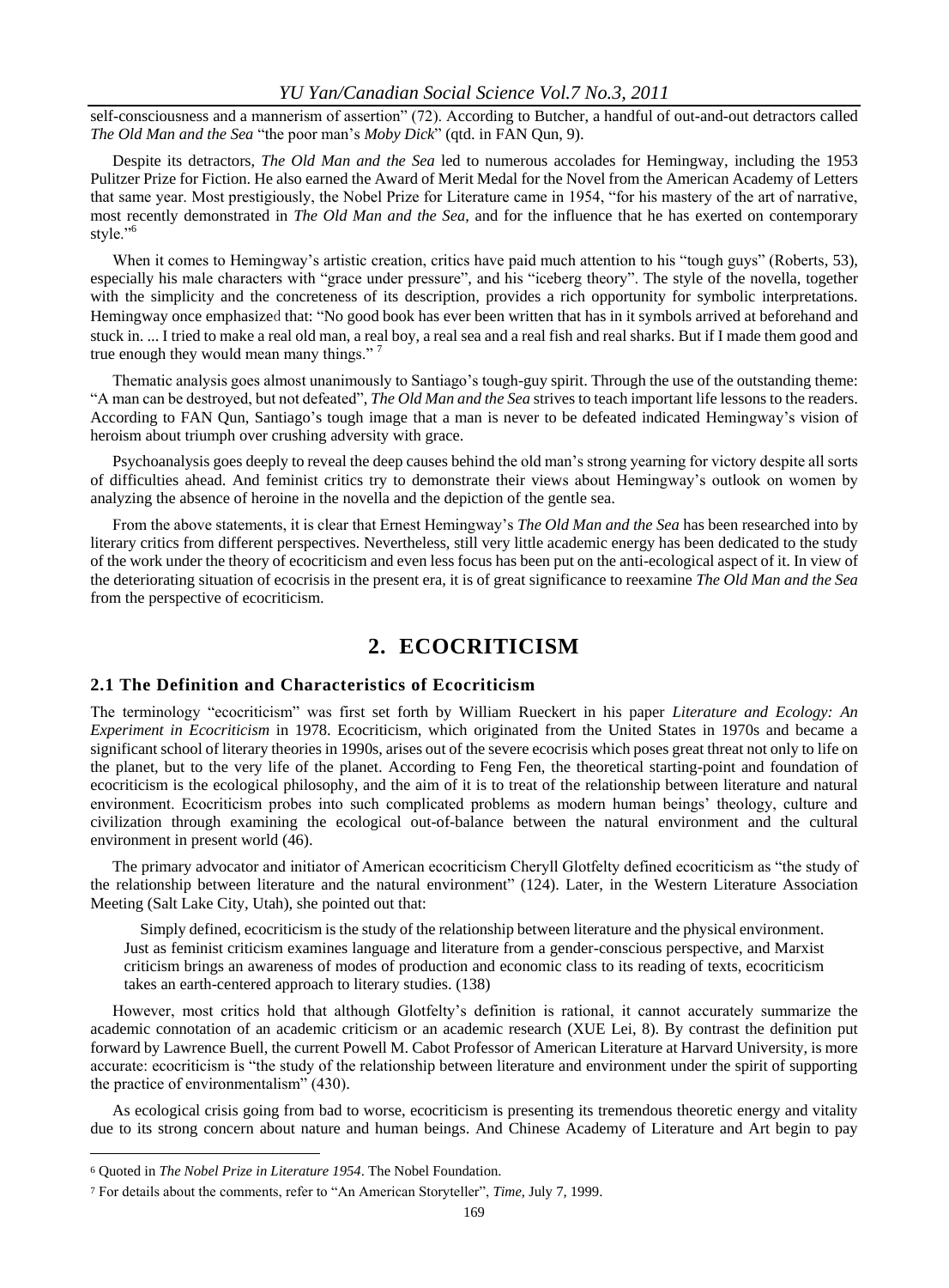self-consciousness and a mannerism of assertion" (72). According to Butcher, a handful of out-and-out detractors called *The Old Man and the Sea* "the poor man's *Moby Dick*" (qtd. in FAN Qun, 9).

Despite its detractors, *The Old Man and the Sea* led to numerous accolades for Hemingway, including the 1953 Pulitzer Prize for Fiction. He also earned the Award of Merit Medal for the Novel from the American Academy of Letters that same year. Most prestigiously, the Nobel Prize for Literature came in 1954, "for his mastery of the art of narrative, most recently demonstrated in *The Old Man and the Sea*, and for the influence that he has exerted on contemporary style."[6]

When it comes to Hemingway's artistic creation, critics have paid much attention to his "tough guys" (Roberts, 53), especially his male characters with "grace under pressure", and his "iceberg theory". The style of the novella, together with the simplicity and the concreteness of its description, provides a rich opportunity for symbolic interpretations. Hemingway once emphasized that: "No good book has ever been written that has in it symbols arrived at beforehand and stuck in. ... I tried to make a real old man, a real boy, a real sea and a real fish and real sharks. But if I made them good and true enough they would mean many things." [7]

Thematic analysis goes almost unanimously to Santiago's tough-guy spirit. Through the use of the outstanding theme: "A man can be destroyed, but not defeated", *The Old Man and the Sea* strives to teach important life lessons to the readers. According to FAN Qun, Santiago's tough image that a man is never to be defeated indicated Hemingway's vision of heroism about triumph over crushing adversity with grace.

Psychoanalysis goes deeply to reveal the deep causes behind the old man's strong yearning for victory despite all sorts of difficulties ahead. And feminist critics try to demonstrate their views about Hemingway's outlook on women by analyzing the absence of heroine in the novella and the depiction of the gentle sea.

From the above statements, it is clear that Ernest Hemingway's *The Old Man and the Sea* has been researched into by literary critics from different perspectives. Nevertheless, still very little academic energy has been dedicated to the study of the work under the theory of ecocriticism and even less focus has been put on the anti-ecological aspect of it. In view of the deteriorating situation of ecocrisis in the present era, it is of great significance to reexamine *The Old Man and the Sea* from the perspective of ecocriticism.

# 2. ECOCRITICISM

## 2.1 The Definition and Characteristics of Ecocriticism

The terminology "ecocriticism" was first set forth by William Rueckert in his paper *Literature and Ecology: An Experiment in Ecocriticism* in 1978. Ecocriticism, which originated from the United States in 1970s and became a significant school of literary theories in 1990s, arises out of the severe ecocrisis which poses great threat not only to life on the planet, but to the very life of the planet. According to Feng Fen, the theoretical starting-point and foundation of ecocriticism is the ecological philosophy, and the aim of it is to treat of the relationship between literature and natural environment. Ecocriticism probes into such complicated problems as modern human beings' theology, culture and civilization through examining the ecological out-of-balance between the natural environment and the cultural environment in present world (46).

The primary advocator and initiator of American ecocriticism Cheryll Glotfelty defined ecocriticism as "the study of the relationship between literature and the natural environment" (124). Later, in the Western Literature Association Meeting (Salt Lake City, Utah), she pointed out that:

> Simply defined, ecocriticism is the study of the relationship between literature and the physical environment. Just as feminist criticism examines language and literature from a gender-conscious perspective, and Marxist criticism brings an awareness of modes of production and economic class to its reading of texts, ecocriticism takes an earth-centered approach to literary studies. (138)

However, most critics hold that although Glotfelty's definition is rational, it cannot accurately summarize the academic connotation of an academic criticism or an academic research (XUE Lei, 8). By contrast the definition put forward by Lawrence Buell, the current Powell M. Cabot Professor of American Literature at Harvard University, is more accurate: ecocriticism is "the study of the relationship between literature and environment under the spirit of supporting the practice of environmentalism" (430).

As ecological crisis going from bad to worse, ecocriticism is presenting its tremendous theoretic energy and vitality due to its strong concern about nature and human beings. And Chinese Academy of Literature and Art begin to pay

[6] Quoted in *The Nobel Prize in Literature 1954*. The Nobel Foundation.

[7] For details about the comments, refer to "An American Storyteller", *Time*, July 7, 1999.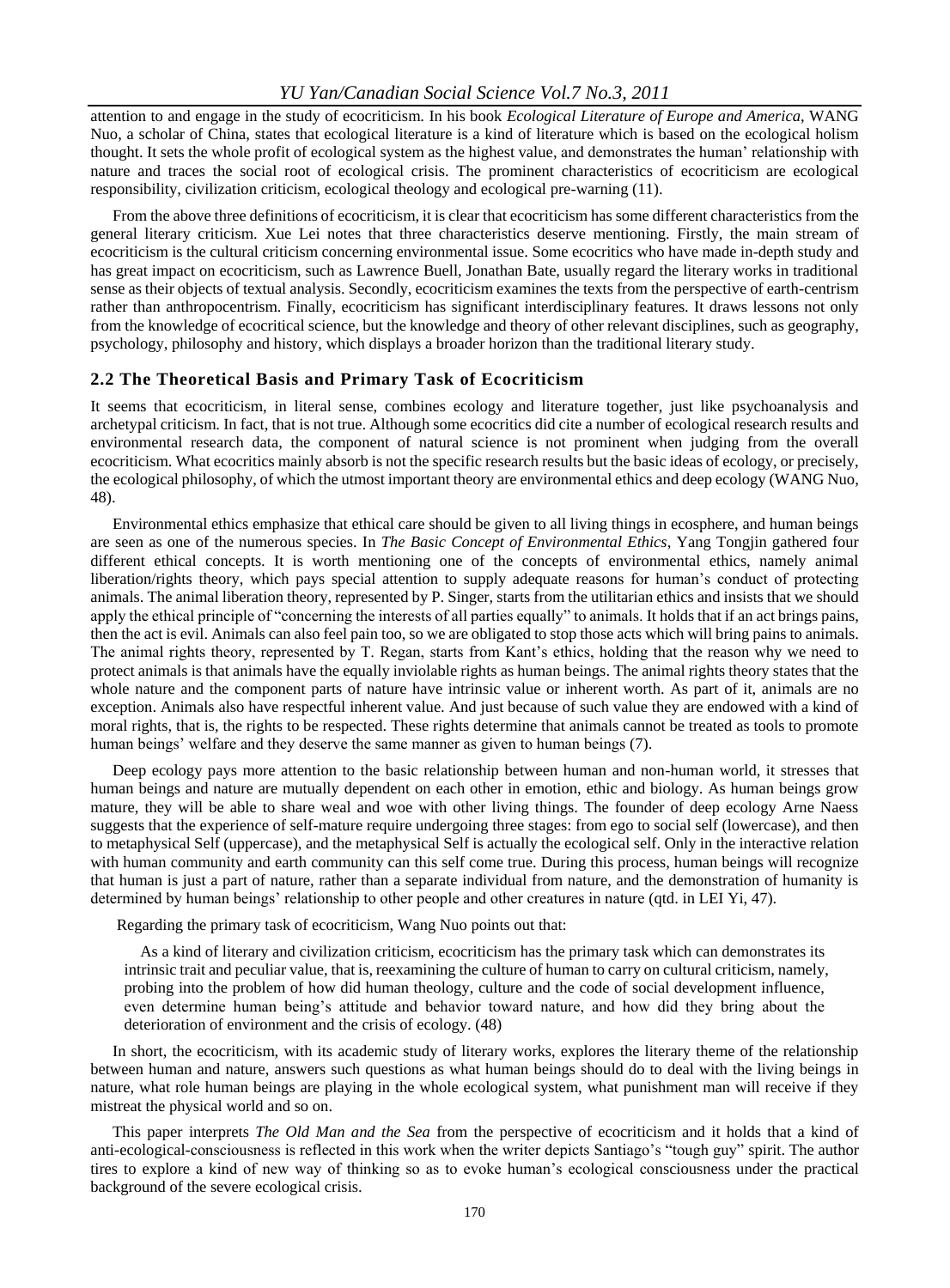attention to and engage in the study of ecocriticism. In his book *Ecological Literature of Europe and America*, WANG Nuo, a scholar of China, states that ecological literature is a kind of literature which is based on the ecological holism thought. It sets the whole profit of ecological system as the highest value, and demonstrates the human' relationship with nature and traces the social root of ecological crisis. The prominent characteristics of ecocriticism are ecological responsibility, civilization criticism, ecological theology and ecological pre-warning (11).

From the above three definitions of ecocriticism, it is clear that ecocriticism has some different characteristics from the general literary criticism. Xue Lei notes that three characteristics deserve mentioning. Firstly, the main stream of ecocriticism is the cultural criticism concerning environmental issue. Some ecocritics who have made in-depth study and has great impact on ecocriticism, such as Lawrence Buell, Jonathan Bate, usually regard the literary works in traditional sense as their objects of textual analysis. Secondly, ecocriticism examines the texts from the perspective of earth-centrism rather than anthropocentrism. Finally, ecocriticism has significant interdisciplinary features. It draws lessons not only from the knowledge of ecocritical science, but the knowledge and theory of other relevant disciplines, such as geography, psychology, philosophy and history, which displays a broader horizon than the traditional literary study.

### 2.2 The Theoretical Basis and Primary Task of Ecocriticism

It seems that ecocriticism, in literal sense, combines ecology and literature together, just like psychoanalysis and archetypal criticism. In fact, that is not true. Although some ecocritics did cite a number of ecological research results and environmental research data, the component of natural science is not prominent when judging from the overall ecocriticism. What ecocritics mainly absorb is not the specific research results but the basic ideas of ecology, or precisely, the ecological philosophy, of which the utmost important theory are environmental ethics and deep ecology (WANG Nuo, 48).

Environmental ethics emphasize that ethical care should be given to all living things in ecosphere, and human beings are seen as one of the numerous species. In *The Basic Concept of Environmental Ethics*, Yang Tongjin gathered four different ethical concepts. It is worth mentioning one of the concepts of environmental ethics, namely animal liberation/rights theory, which pays special attention to supply adequate reasons for human's conduct of protecting animals. The animal liberation theory, represented by P. Singer, starts from the utilitarian ethics and insists that we should apply the ethical principle of "concerning the interests of all parties equally" to animals. It holds that if an act brings pains, then the act is evil. Animals can also feel pain too, so we are obligated to stop those acts which will bring pains to animals. The animal rights theory, represented by T. Regan, starts from Kant's ethics, holding that the reason why we need to protect animals is that animals have the equally inviolable rights as human beings. The animal rights theory states that the whole nature and the component parts of nature have intrinsic value or inherent worth. As part of it, animals are no exception. Animals also have respectful inherent value. And just because of such value they are endowed with a kind of moral rights, that is, the rights to be respected. These rights determine that animals cannot be treated as tools to promote human beings' welfare and they deserve the same manner as given to human beings (7).

Deep ecology pays more attention to the basic relationship between human and non-human world, it stresses that human beings and nature are mutually dependent on each other in emotion, ethic and biology. As human beings grow mature, they will be able to share weal and woe with other living things. The founder of deep ecology Arne Naess suggests that the experience of self-mature require undergoing three stages: from ego to social self (lowercase), and then to metaphysical Self (uppercase), and the metaphysical Self is actually the ecological self. Only in the interactive relation with human community and earth community can this self come true. During this process, human beings will recognize that human is just a part of nature, rather than a separate individual from nature, and the demonstration of humanity is determined by human beings' relationship to other people and other creatures in nature (qtd. in LEI Yi, 47).

Regarding the primary task of ecocriticism, Wang Nuo points out that:

> As a kind of literary and civilization criticism, ecocriticism has the primary task which can demonstrates its intrinsic trait and peculiar value, that is, reexamining the culture of human to carry on cultural criticism, namely, probing into the problem of how did human theology, culture and the code of social development influence, even determine human being's attitude and behavior toward nature, and how did they bring about the deterioration of environment and the crisis of ecology. (48)

In short, the ecocriticism, with its academic study of literary works, explores the literary theme of the relationship between human and nature, answers such questions as what human beings should do to deal with the living beings in nature, what role human beings are playing in the whole ecological system, what punishment man will receive if they mistreat the physical world and so on.

This paper interprets *The Old Man and the Sea* from the perspective of ecocriticism and it holds that a kind of anti-ecological-consciousness is reflected in this work when the writer depicts Santiago's "tough guy" spirit. The author tires to explore a kind of new way of thinking so as to evoke human's ecological consciousness under the practical background of the severe ecological crisis.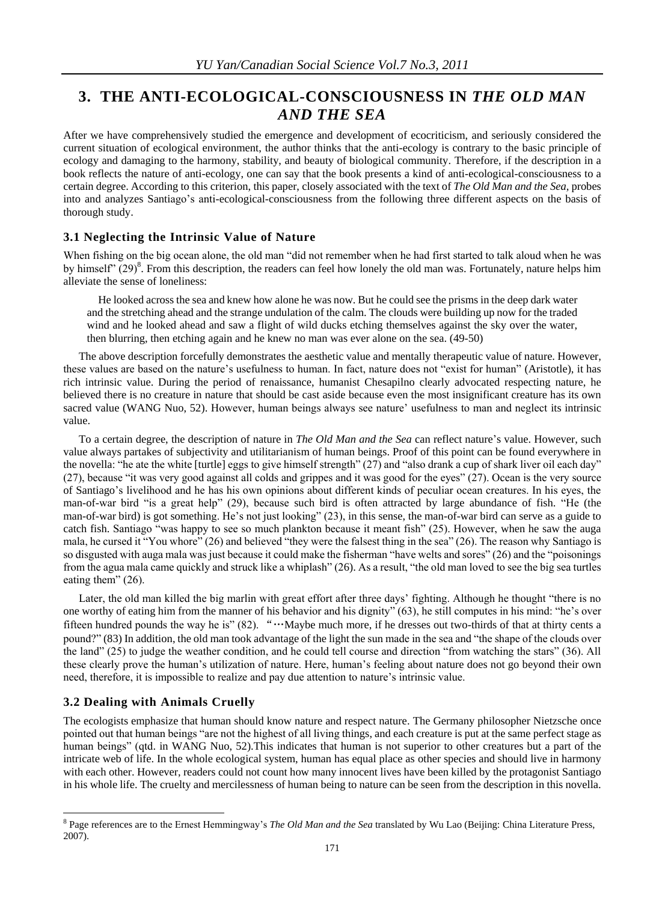## 3. THE ANTI-ECOLOGICAL-CONSCIOUSNESS IN *THE OLD MAN AND THE SEA*

After we have comprehensively studied the emergence and development of ecocriticism, and seriously considered the current situation of ecological environment, the author thinks that the anti-ecology is contrary to the basic principle of ecology and damaging to the harmony, stability, and beauty of biological community. Therefore, if the description in a book reflects the nature of anti-ecology, one can say that the book presents a kind of anti-ecological-consciousness to a certain degree. According to this criterion, this paper, closely associated with the text of *The Old Man and the Sea*, probes into and analyzes Santiago's anti-ecological-consciousness from the following three different aspects on the basis of thorough study.

### 3.1 Neglecting the Intrinsic Value of Nature

When fishing on the big ocean alone, the old man "did not remember when he had first started to talk aloud when he was by himself" (29)[8]. From this description, the readers can feel how lonely the old man was. Fortunately, nature helps him alleviate the sense of loneliness:

> He looked across the sea and knew how alone he was now. But he could see the prisms in the deep dark water and the stretching ahead and the strange undulation of the calm. The clouds were building up now for the traded wind and he looked ahead and saw a flight of wild ducks etching themselves against the sky over the water, then blurring, then etching again and he knew no man was ever alone on the sea. (49-50)

The above description forcefully demonstrates the aesthetic value and mentally therapeutic value of nature. However, these values are based on the nature's usefulness to human. In fact, nature does not "exist for human" (Aristotle), it has rich intrinsic value. During the period of renaissance, humanist Chesapilno clearly advocated respecting nature, he believed there is no creature in nature that should be cast aside because even the most insignificant creature has its own sacred value (WANG Nuo, 52). However, human beings always see nature' usefulness to man and neglect its intrinsic value.

To a certain degree, the description of nature in *The Old Man and the Sea* can reflect nature's value. However, such value always partakes of subjectivity and utilitarianism of human beings. Proof of this point can be found everywhere in the novella: "he ate the white [turtle] eggs to give himself strength" (27) and "also drank a cup of shark liver oil each day" (27), because "it was very good against all colds and grippes and it was good for the eyes" (27). Ocean is the very source of Santiago's livelihood and he has his own opinions about different kinds of peculiar ocean creatures. In his eyes, the man-of-war bird "is a great help" (29), because such bird is often attracted by large abundance of fish. "He (the man-of-war bird) is got something. He's not just looking" (23), in this sense, the man-of-war bird can serve as a guide to catch fish. Santiago "was happy to see so much plankton because it meant fish" (25). However, when he saw the auga mala, he cursed it "You whore" (26) and believed "they were the falsest thing in the sea" (26). The reason why Santiago is so disgusted with auga mala was just because it could make the fisherman "have welts and sores" (26) and the "poisonings from the agua mala came quickly and struck like a whiplash" (26). As a result, "the old man loved to see the big sea turtles eating them" (26).

Later, the old man killed the big marlin with great effort after three days' fighting. Although he thought "there is no one worthy of eating him from the manner of his behavior and his dignity" (63), he still computes in his mind: "he's over fifteen hundred pounds the way he is" (82). "…Maybe much more, if he dresses out two-thirds of that at thirty cents a pound?" (83) In addition, the old man took advantage of the light the sun made in the sea and "the shape of the clouds over the land" (25) to judge the weather condition, and he could tell course and direction "from watching the stars" (36). All these clearly prove the human's utilization of nature. Here, human's feeling about nature does not go beyond their own need, therefore, it is impossible to realize and pay due attention to nature's intrinsic value.

### 3.2 Dealing with Animals Cruelly

The ecologists emphasize that human should know nature and respect nature. The Germany philosopher Nietzsche once pointed out that human beings "are not the highest of all living things, and each creature is put at the same perfect stage as human beings" (qtd. in WANG Nuo, 52).This indicates that human is not superior to other creatures but a part of the intricate web of life. In the whole ecological system, human has equal place as other species and should live in harmony with each other. However, readers could not count how many innocent lives have been killed by the protagonist Santiago in his whole life. The cruelty and mercilessness of human being to nature can be seen from the description in this novella.

---

[8] Page references are to the Ernest Hemmingway's *The Old Man and the Sea* translated by Wu Lao (Beijing: China Literature Press, 2007).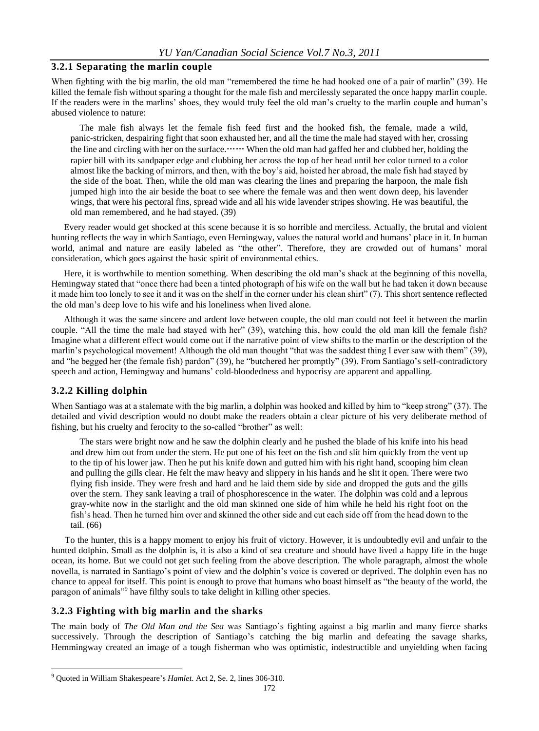### 3.2.1 Separating the marlin couple

When fighting with the big marlin, the old man "remembered the time he had hooked one of a pair of marlin" (39). He killed the female fish without sparing a thought for the male fish and mercilessly separated the once happy marlin couple. If the readers were in the marlins' shoes, they would truly feel the old man's cruelty to the marlin couple and human's abused violence to nature:

> The male fish always let the female fish feed first and the hooked fish, the female, made a wild, panic-stricken, despairing fight that soon exhausted her, and all the time the male had stayed with her, crossing the line and circling with her on the surface.…… When the old man had gaffed her and clubbed her, holding the rapier bill with its sandpaper edge and clubbing her across the top of her head until her color turned to a color almost like the backing of mirrors, and then, with the boy's aid, hoisted her abroad, the male fish had stayed by the side of the boat. Then, while the old man was clearing the lines and preparing the harpoon, the male fish jumped high into the air beside the boat to see where the female was and then went down deep, his lavender wings, that were his pectoral fins, spread wide and all his wide lavender stripes showing. He was beautiful, the old man remembered, and he had stayed. (39)

Every reader would get shocked at this scene because it is so horrible and merciless. Actually, the brutal and violent hunting reflects the way in which Santiago, even Hemingway, values the natural world and humans' place in it. In human world, animal and nature are easily labeled as "the other". Therefore, they are crowded out of humans' moral consideration, which goes against the basic spirit of environmental ethics.

Here, it is worthwhile to mention something. When describing the old man's shack at the beginning of this novella, Hemingway stated that "once there had been a tinted photograph of his wife on the wall but he had taken it down because it made him too lonely to see it and it was on the shelf in the corner under his clean shirt" (7). This short sentence reflected the old man's deep love to his wife and his loneliness when lived alone.

Although it was the same sincere and ardent love between couple, the old man could not feel it between the marlin couple. "All the time the male had stayed with her" (39), watching this, how could the old man kill the female fish? Imagine what a different effect would come out if the narrative point of view shifts to the marlin or the description of the marlin's psychological movement! Although the old man thought "that was the saddest thing I ever saw with them" (39), and "he begged her (the female fish) pardon" (39), he "butchered her promptly" (39). From Santiago's self-contradictory speech and action, Hemingway and humans' cold-bloodedness and hypocrisy are apparent and appalling.

### 3.2.2 Killing dolphin

When Santiago was at a stalemate with the big marlin, a dolphin was hooked and killed by him to "keep strong" (37). The detailed and vivid description would no doubt make the readers obtain a clear picture of his very deliberate method of fishing, but his cruelty and ferocity to the so-called "brother" as well:

> The stars were bright now and he saw the dolphin clearly and he pushed the blade of his knife into his head and drew him out from under the stern. He put one of his feet on the fish and slit him quickly from the vent up to the tip of his lower jaw. Then he put his knife down and gutted him with his right hand, scooping him clean and pulling the gills clear. He felt the maw heavy and slippery in his hands and he slit it open. There were two flying fish inside. They were fresh and hard and he laid them side by side and dropped the guts and the gills over the stern. They sank leaving a trail of phosphorescence in the water. The dolphin was cold and a leprous gray-white now in the starlight and the old man skinned one side of him while he held his right foot on the fish's head. Then he turned him over and skinned the other side and cut each side off from the head down to the tail. (66)

To the hunter, this is a happy moment to enjoy his fruit of victory. However, it is undoubtedly evil and unfair to the hunted dolphin. Small as the dolphin is, it is also a kind of sea creature and should have lived a happy life in the huge ocean, its home. But we could not get such feeling from the above description. The whole paragraph, almost the whole novella, is narrated in Santiago's point of view and the dolphin's voice is covered or deprived. The dolphin even has no chance to appeal for itself. This point is enough to prove that humans who boast himself as "the beauty of the world, the paragon of animals"[9] have filthy souls to take delight in killing other species.

### 3.2.3 Fighting with big marlin and the sharks

The main body of *The Old Man and the Sea* was Santiago's fighting against a big marlin and many fierce sharks successively. Through the description of Santiago's catching the big marlin and defeating the savage sharks, Hemmingway created an image of a tough fisherman who was optimistic, indestructible and unyielding when facing

---

[9] Quoted in William Shakespeare's *Hamlet*. Act 2, Se. 2, lines 306-310.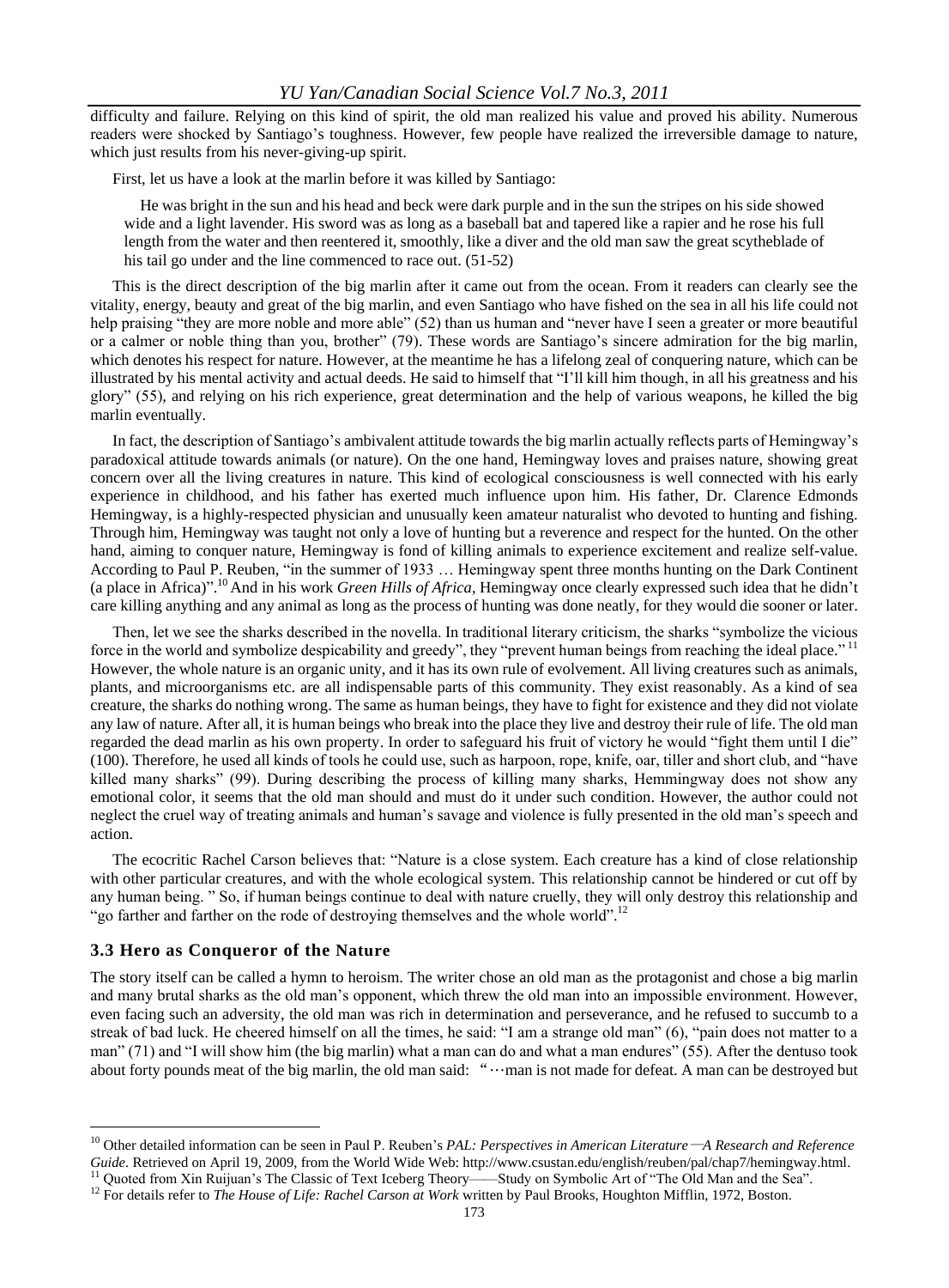difficulty and failure. Relying on this kind of spirit, the old man realized his value and proved his ability. Numerous readers were shocked by Santiago's toughness. However, few people have realized the irreversible damage to nature, which just results from his never-giving-up spirit.

First, let us have a look at the marlin before it was killed by Santiago:

> He was bright in the sun and his head and beck were dark purple and in the sun the stripes on his side showed wide and a light lavender. His sword was as long as a baseball bat and tapered like a rapier and he rose his full length from the water and then reentered it, smoothly, like a diver and the old man saw the great scytheblade of his tail go under and the line commenced to race out. (51-52)

This is the direct description of the big marlin after it came out from the ocean. From it readers can clearly see the vitality, energy, beauty and great of the big marlin, and even Santiago who have fished on the sea in all his life could not help praising "they are more noble and more able" (52) than us human and "never have I seen a greater or more beautiful or a calmer or noble thing than you, brother" (79). These words are Santiago's sincere admiration for the big marlin, which denotes his respect for nature. However, at the meantime he has a lifelong zeal of conquering nature, which can be illustrated by his mental activity and actual deeds. He said to himself that "I'll kill him though, in all his greatness and his glory" (55), and relying on his rich experience, great determination and the help of various weapons, he killed the big marlin eventually.

In fact, the description of Santiago's ambivalent attitude towards the big marlin actually reflects parts of Hemingway's paradoxical attitude towards animals (or nature). On the one hand, Hemingway loves and praises nature, showing great concern over all the living creatures in nature. This kind of ecological consciousness is well connected with his early experience in childhood, and his father has exerted much influence upon him. His father, Dr. Clarence Edmonds Hemingway, is a highly-respected physician and unusually keen amateur naturalist who devoted to hunting and fishing. Through him, Hemingway was taught not only a love of hunting but a reverence and respect for the hunted. On the other hand, aiming to conquer nature, Hemingway is fond of killing animals to experience excitement and realize self-value. According to Paul P. Reuben, "in the summer of 1933 … Hemingway spent three months hunting on the Dark Continent (a place in Africa)".[10] And in his work *Green Hills of Africa*, Hemingway once clearly expressed such idea that he didn't care killing anything and any animal as long as the process of hunting was done neatly, for they would die sooner or later.

Then, let we see the sharks described in the novella. In traditional literary criticism, the sharks "symbolize the vicious force in the world and symbolize despicability and greedy", they "prevent human beings from reaching the ideal place."[11] However, the whole nature is an organic unity, and it has its own rule of evolvement. All living creatures such as animals, plants, and microorganisms etc. are all indispensable parts of this community. They exist reasonably. As a kind of sea creature, the sharks do nothing wrong. The same as human beings, they have to fight for existence and they did not violate any law of nature. After all, it is human beings who break into the place they live and destroy their rule of life. The old man regarded the dead marlin as his own property. In order to safeguard his fruit of victory he would "fight them until I die" (100). Therefore, he used all kinds of tools he could use, such as harpoon, rope, knife, oar, tiller and short club, and "have killed many sharks" (99). During describing the process of killing many sharks, Hemmingway does not show any emotional color, it seems that the old man should and must do it under such condition. However, the author could not neglect the cruel way of treating animals and human's savage and violence is fully presented in the old man's speech and action.

The ecocritic Rachel Carson believes that: "Nature is a close system. Each creature has a kind of close relationship with other particular creatures, and with the whole ecological system. This relationship cannot be hindered or cut off by any human being. " So, if human beings continue to deal with nature cruelly, they will only destroy this relationship and "go farther and farther on the rode of destroying themselves and the whole world".[12]

### 3.3 Hero as Conqueror of the Nature

The story itself can be called a hymn to heroism. The writer chose an old man as the protagonist and chose a big marlin and many brutal sharks as the old man's opponent, which threw the old man into an impossible environment. However, even facing such an adversity, the old man was rich in determination and perseverance, and he refused to succumb to a streak of bad luck. He cheered himself on all the times, he said: "I am a strange old man" (6), "pain does not matter to a man" (71) and "I will show him (the big marlin) what a man can do and what a man endures" (55). After the dentuso took about forty pounds meat of the big marlin, the old man said: "…man is not made for defeat. A man can be destroyed but

---

[10] Other detailed information can be seen in Paul P. Reuben's *PAL: Perspectives in American Literature—A Research and Reference Guide*. Retrieved on April 19, 2009, from the World Wide Web: http://www.csustan.edu/english/reuben/pal/chap7/hemingway.html.

[11] Quoted from Xin Ruijuan's The Classic of Text Iceberg Theory——Study on Symbolic Art of "The Old Man and the Sea".

[12] For details refer to *The House of Life: Rachel Carson at Work* written by Paul Brooks, Houghton Mifflin, 1972, Boston.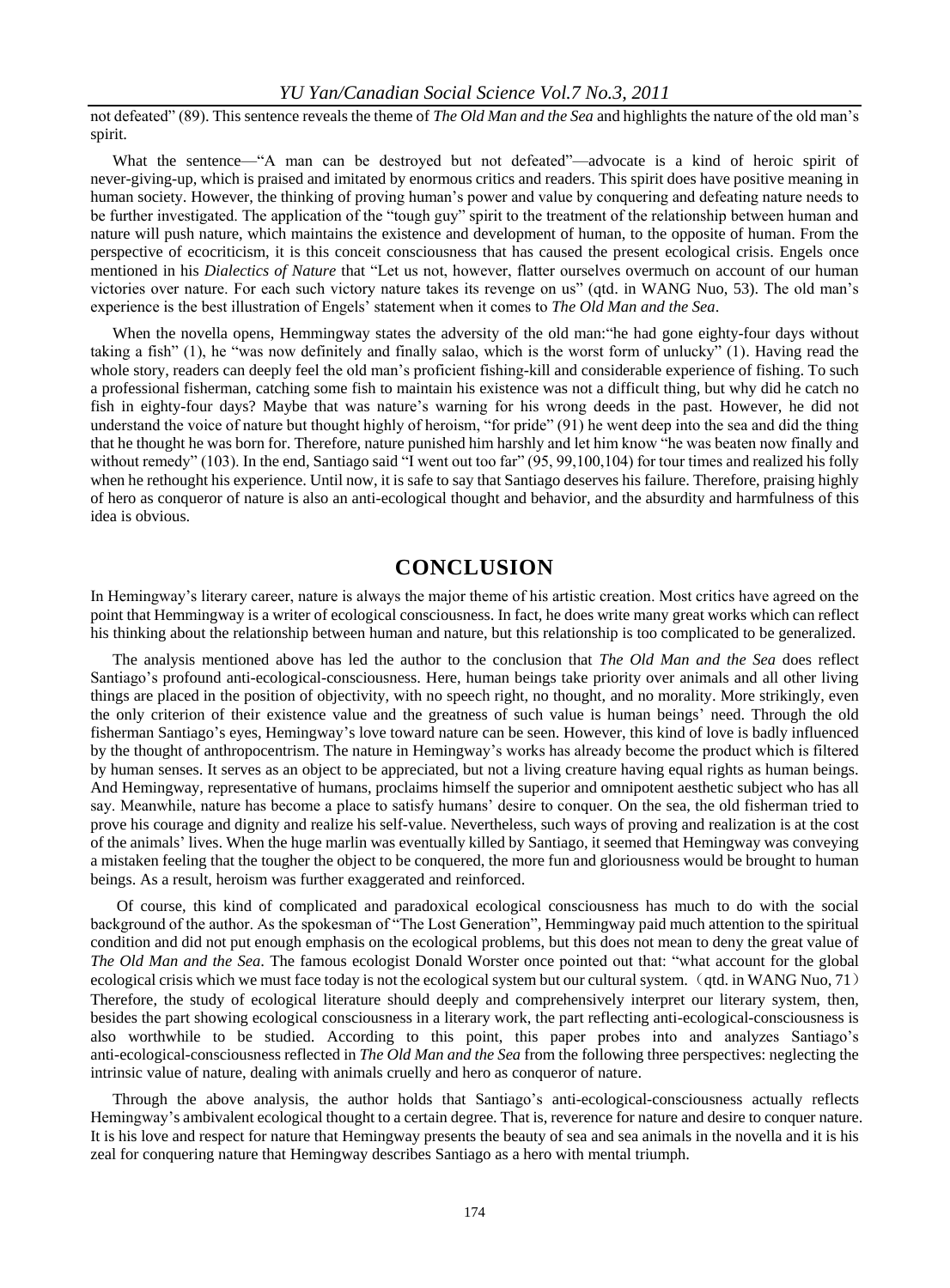not defeated" (89). This sentence reveals the theme of *The Old Man and the Sea* and highlights the nature of the old man's spirit.

What the sentence—"A man can be destroyed but not defeated"—advocate is a kind of heroic spirit of never-giving-up, which is praised and imitated by enormous critics and readers. This spirit does have positive meaning in human society. However, the thinking of proving human's power and value by conquering and defeating nature needs to be further investigated. The application of the "tough guy" spirit to the treatment of the relationship between human and nature will push nature, which maintains the existence and development of human, to the opposite of human. From the perspective of ecocriticism, it is this conceit consciousness that has caused the present ecological crisis. Engels once mentioned in his *Dialectics of Nature* that "Let us not, however, flatter ourselves overmuch on account of our human victories over nature. For each such victory nature takes its revenge on us" (qtd. in WANG Nuo, 53). The old man's experience is the best illustration of Engels' statement when it comes to *The Old Man and the Sea*.

When the novella opens, Hemmingway states the adversity of the old man:"he had gone eighty-four days without taking a fish" (1), he "was now definitely and finally salao, which is the worst form of unlucky" (1). Having read the whole story, readers can deeply feel the old man's proficient fishing-kill and considerable experience of fishing. To such a professional fisherman, catching some fish to maintain his existence was not a difficult thing, but why did he catch no fish in eighty-four days? Maybe that was nature's warning for his wrong deeds in the past. However, he did not understand the voice of nature but thought highly of heroism, "for pride" (91) he went deep into the sea and did the thing that he thought he was born for. Therefore, nature punished him harshly and let him know "he was beaten now finally and without remedy" (103). In the end, Santiago said "I went out too far" (95, 99,100,104) for tour times and realized his folly when he rethought his experience. Until now, it is safe to say that Santiago deserves his failure. Therefore, praising highly of hero as conqueror of nature is also an anti-ecological thought and behavior, and the absurdity and harmfulness of this idea is obvious.

# CONCLUSION

In Hemingway's literary career, nature is always the major theme of his artistic creation. Most critics have agreed on the point that Hemmingway is a writer of ecological consciousness. In fact, he does write many great works which can reflect his thinking about the relationship between human and nature, but this relationship is too complicated to be generalized.

The analysis mentioned above has led the author to the conclusion that *The Old Man and the Sea* does reflect Santiago's profound anti-ecological-consciousness. Here, human beings take priority over animals and all other living things are placed in the position of objectivity, with no speech right, no thought, and no morality. More strikingly, even the only criterion of their existence value and the greatness of such value is human beings' need. Through the old fisherman Santiago's eyes, Hemingway's love toward nature can be seen. However, this kind of love is badly influenced by the thought of anthropocentrism. The nature in Hemingway's works has already become the product which is filtered by human senses. It serves as an object to be appreciated, but not a living creature having equal rights as human beings. And Hemingway, representative of humans, proclaims himself the superior and omnipotent aesthetic subject who has all say. Meanwhile, nature has become a place to satisfy humans' desire to conquer. On the sea, the old fisherman tried to prove his courage and dignity and realize his self-value. Nevertheless, such ways of proving and realization is at the cost of the animals' lives. When the huge marlin was eventually killed by Santiago, it seemed that Hemingway was conveying a mistaken feeling that the tougher the object to be conquered, the more fun and gloriousness would be brought to human beings. As a result, heroism was further exaggerated and reinforced.

Of course, this kind of complicated and paradoxical ecological consciousness has much to do with the social background of the author. As the spokesman of "The Lost Generation", Hemmingway paid much attention to the spiritual condition and did not put enough emphasis on the ecological problems, but this does not mean to deny the great value of *The Old Man and the Sea*. The famous ecologist Donald Worster once pointed out that: "what account for the global ecological crisis which we must face today is not the ecological system but our cultural system.（qtd. in WANG Nuo, 71） Therefore, the study of ecological literature should deeply and comprehensively interpret our literary system, then, besides the part showing ecological consciousness in a literary work, the part reflecting anti-ecological-consciousness is also worthwhile to be studied. According to this point, this paper probes into and analyzes Santiago's anti-ecological-consciousness reflected in *The Old Man and the Sea* from the following three perspectives: neglecting the intrinsic value of nature, dealing with animals cruelly and hero as conqueror of nature.

Through the above analysis, the author holds that Santiago's anti-ecological-consciousness actually reflects Hemingway's ambivalent ecological thought to a certain degree. That is, reverence for nature and desire to conquer nature. It is his love and respect for nature that Hemingway presents the beauty of sea and sea animals in the novella and it is his zeal for conquering nature that Hemingway describes Santiago as a hero with mental triumph.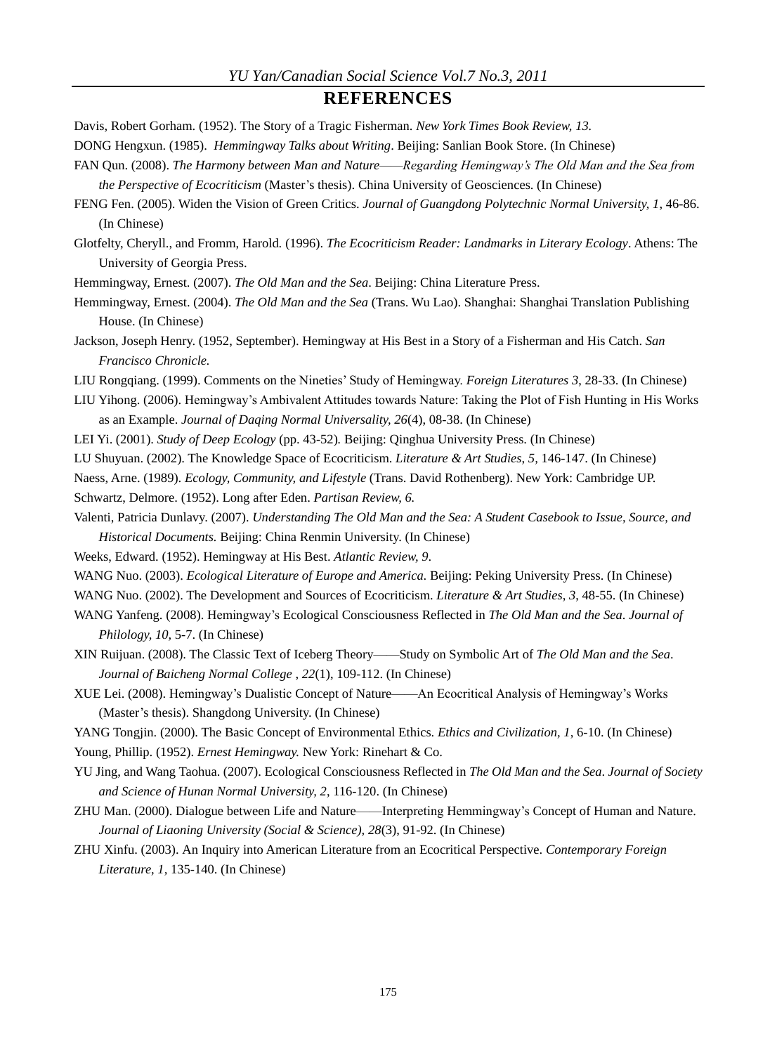## REFERENCES

Davis, Robert Gorham. (1952). The Story of a Tragic Fisherman. *New York Times Book Review, 13.*

DONG Hengxun. (1985). *Hemmingway Talks about Writing*. Beijing: Sanlian Book Store. (In Chinese)

FAN Qun. (2008). *The Harmony between Man and Nature——Regarding Hemingway's The Old Man and the Sea from the Perspective of Ecocriticism* (Master's thesis). China University of Geosciences. (In Chinese)

FENG Fen. (2005). Widen the Vision of Green Critics. *Journal of Guangdong Polytechnic Normal University, 1*, 46-86. (In Chinese)

Glotfelty, Cheryll., and Fromm, Harold. (1996). *The Ecocriticism Reader: Landmarks in Literary Ecology*. Athens: The University of Georgia Press.

Hemmingway, Ernest. (2007). *The Old Man and the Sea*. Beijing: China Literature Press.

Hemmingway, Ernest. (2004). *The Old Man and the Sea* (Trans. Wu Lao). Shanghai: Shanghai Translation Publishing House. (In Chinese)

Jackson, Joseph Henry. (1952, September). Hemingway at His Best in a Story of a Fisherman and His Catch. *San Francisco Chronicle.*

LIU Rongqiang. (1999). Comments on the Nineties' Study of Hemingway. *Foreign Literatures 3*, 28-33. (In Chinese)

LIU Yihong. (2006). Hemingway's Ambivalent Attitudes towards Nature: Taking the Plot of Fish Hunting in His Works as an Example. *Journal of Daqing Normal Universality, 26*(4), 08-38. (In Chinese)

LEI Yi. (2001). *Study of Deep Ecology* (pp. 43-52). Beijing: Qinghua University Press. (In Chinese)

LU Shuyuan. (2002). The Knowledge Space of Ecocriticism. *Literature & Art Studies, 5*, 146-147. (In Chinese)

Naess, Arne. (1989). *Ecology, Community, and Lifestyle* (Trans. David Rothenberg). New York: Cambridge UP.

Schwartz, Delmore. (1952). Long after Eden. *Partisan Review, 6.*

Valenti, Patricia Dunlavy. (2007). *Understanding The Old Man and the Sea: A Student Casebook to Issue, Source, and Historical Documents.* Beijing: China Renmin University. (In Chinese)

Weeks, Edward. (1952). Hemingway at His Best. *Atlantic Review, 9*.

WANG Nuo. (2003). *Ecological Literature of Europe and America.* Beijing: Peking University Press. (In Chinese)

WANG Nuo. (2002). The Development and Sources of Ecocriticism. *Literature & Art Studies, 3*, 48-55. (In Chinese)

WANG Yanfeng. (2008). Hemingway's Ecological Consciousness Reflected in *The Old Man and the Sea*. *Journal of Philology, 10*, 5-7. (In Chinese)

XIN Ruijuan. (2008). The Classic Text of Iceberg Theory——Study on Symbolic Art of *The Old Man and the Sea*. *Journal of Baicheng Normal College , 22*(1), 109-112. (In Chinese)

XUE Lei. (2008). Hemingway's Dualistic Concept of Nature——An Ecocritical Analysis of Hemingway's Works (Master's thesis). Shangdong University. (In Chinese)

YANG Tongjin. (2000). The Basic Concept of Environmental Ethics. *Ethics and Civilization, 1*, 6-10. (In Chinese)

Young, Phillip. (1952). *Ernest Hemingway.* New York: Rinehart & Co.

YU Jing, and Wang Taohua. (2007). Ecological Consciousness Reflected in *The Old Man and the Sea*. *Journal of Society and Science of Hunan Normal University, 2*, 116-120. (In Chinese)

ZHU Man. (2000). Dialogue between Life and Nature——Interpreting Hemmingway's Concept of Human and Nature. *Journal of Liaoning University (Social & Science), 28*(3), 91-92. (In Chinese)

ZHU Xinfu. (2003). An Inquiry into American Literature from an Ecocritical Perspective. *Contemporary Foreign Literature, 1*, 135-140. (In Chinese)